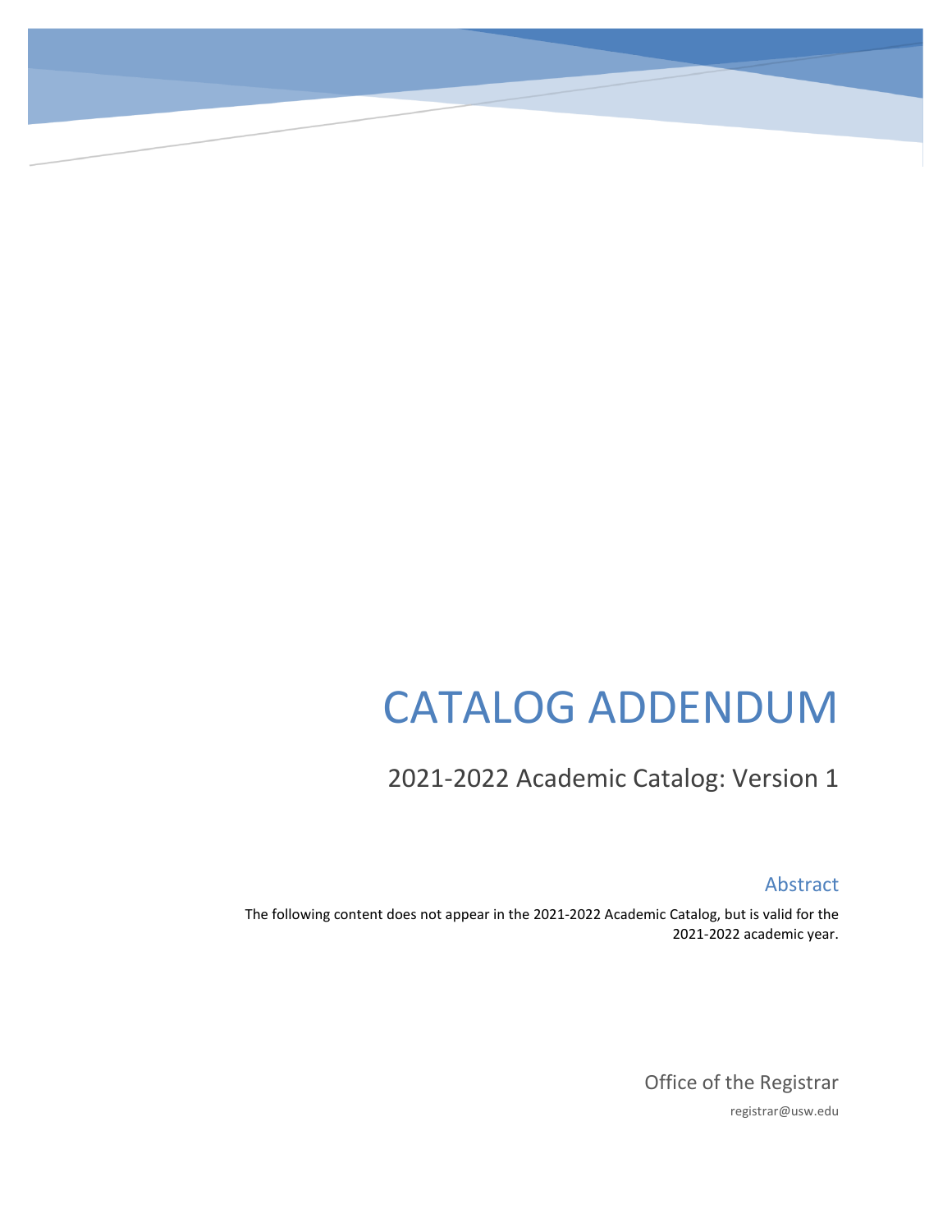# CATALOG ADDENDUM

## 2021-2022 Academic Catalog: Version 1

### Abstract

The following content does not appear in the 2021-2022 Academic Catalog, but is valid for the 2021-2022 academic year.

Office of the Registrar

registrar@usw.edu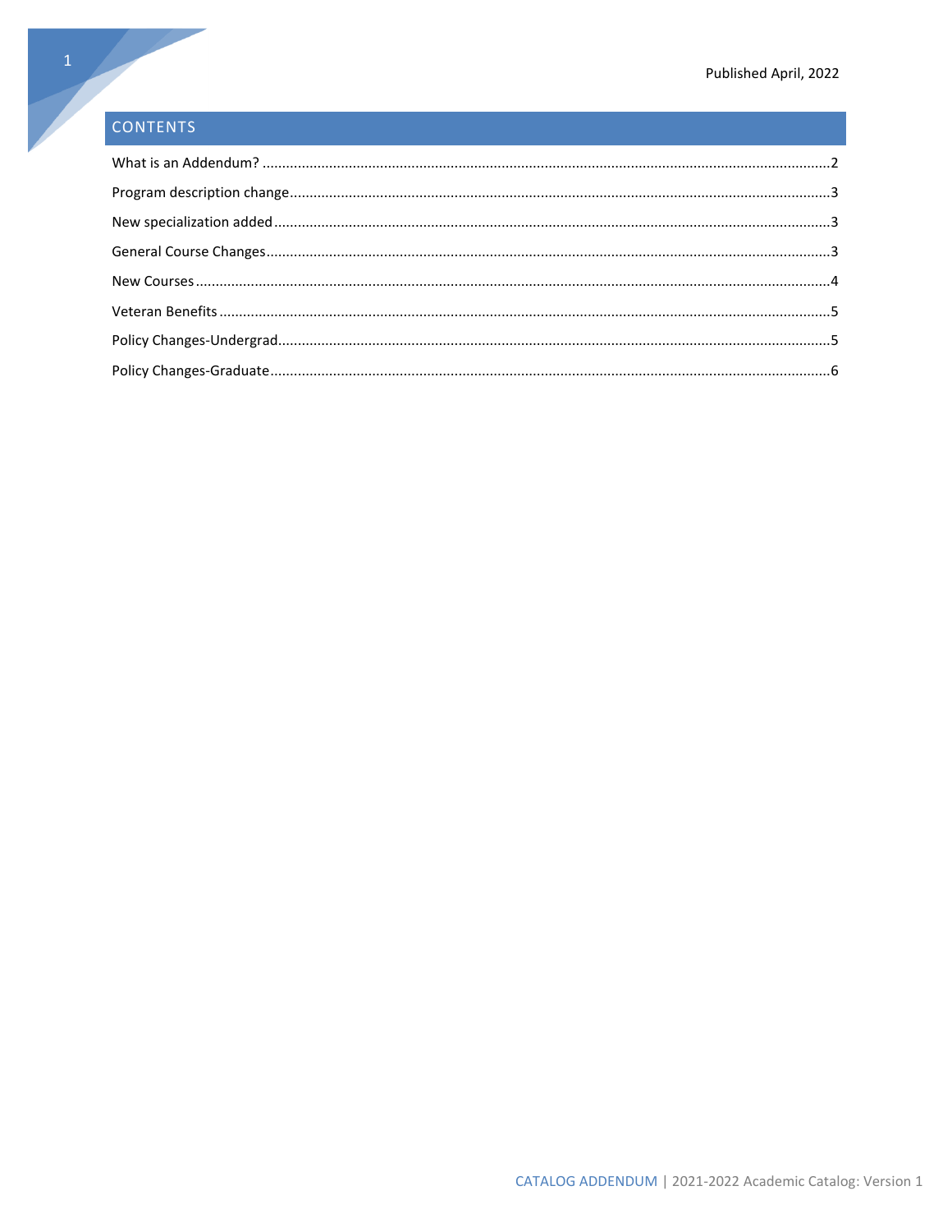Published April, 2022

## CONTENTS

What is an Addendum? ....................................................................................................................................2

Program description change.............................................................................................................................3

New specialization added ..................................................................................................................................3

General Course Changes...................................................................................................................................3

New Courses ......................................................................................................................................................4

Veteran Benefits ................................................................................................................................................5

Policy Changes-Undergrad.................................................................................................................................5

Policy Changes-Graduate ...................................................................................................................................6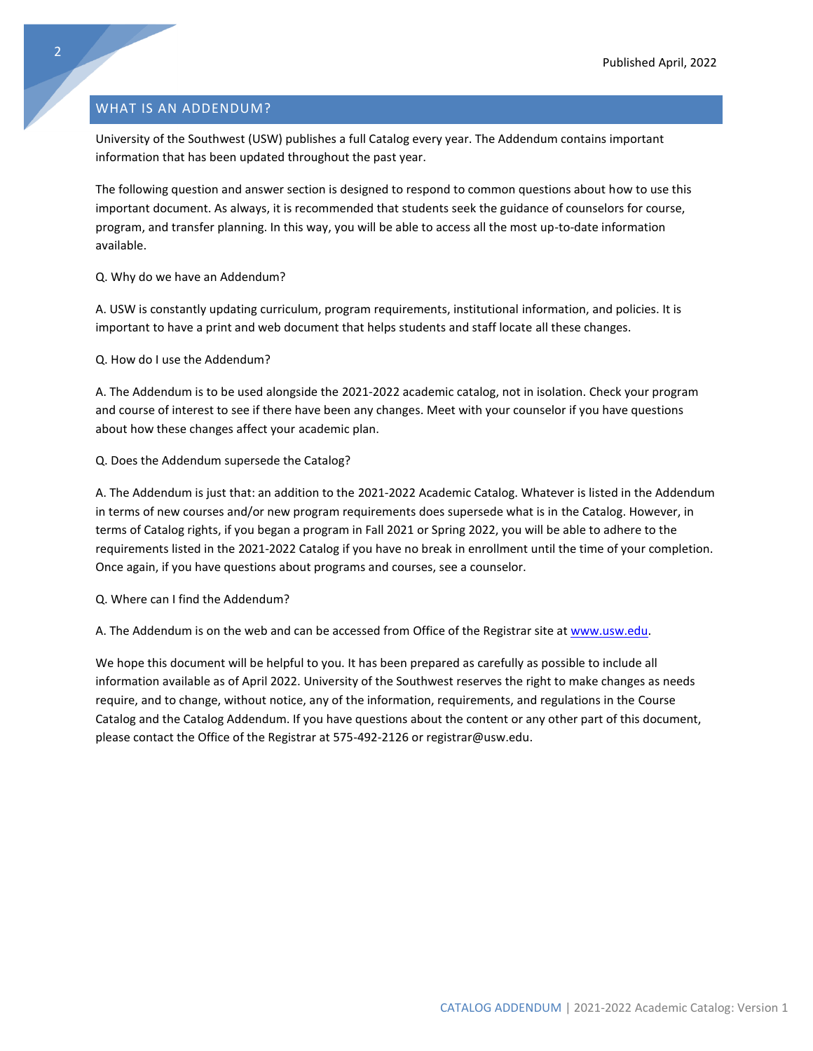## WHAT IS AN ADDENDUM?

University of the Southwest (USW) publishes a full Catalog every year. The Addendum contains important information that has been updated throughout the past year.

The following question and answer section is designed to respond to common questions about how to use this important document. As always, it is recommended that students seek the guidance of counselors for course, program, and transfer planning. In this way, you will be able to access all the most up-to-date information available.

Q. Why do we have an Addendum?

A. USW is constantly updating curriculum, program requirements, institutional information, and policies. It is important to have a print and web document that helps students and staff locate all these changes.

Q. How do I use the Addendum?

A. The Addendum is to be used alongside the 2021-2022 academic catalog, not in isolation. Check your program and course of interest to see if there have been any changes. Meet with your counselor if you have questions about how these changes affect your academic plan.

Q. Does the Addendum supersede the Catalog?

A. The Addendum is just that: an addition to the 2021-2022 Academic Catalog. Whatever is listed in the Addendum in terms of new courses and/or new program requirements does supersede what is in the Catalog. However, in terms of Catalog rights, if you began a program in Fall 2021 or Spring 2022, you will be able to adhere to the requirements listed in the 2021-2022 Catalog if you have no break in enrollment until the time of your completion. Once again, if you have questions about programs and courses, see a counselor.

Q. Where can I find the Addendum?

A. The Addendum is on the web and can be accessed from Office of the Registrar site at [www.usw.edu](http://www.usw.edu).

We hope this document will be helpful to you. It has been prepared as carefully as possible to include all information available as of April 2022. University of the Southwest reserves the right to make changes as needs require, and to change, without notice, any of the information, requirements, and regulations in the Course Catalog and the Catalog Addendum. If you have questions about the content or any other part of this document, please contact the Office of the Registrar at 575-492-2126 or registrar@usw.edu.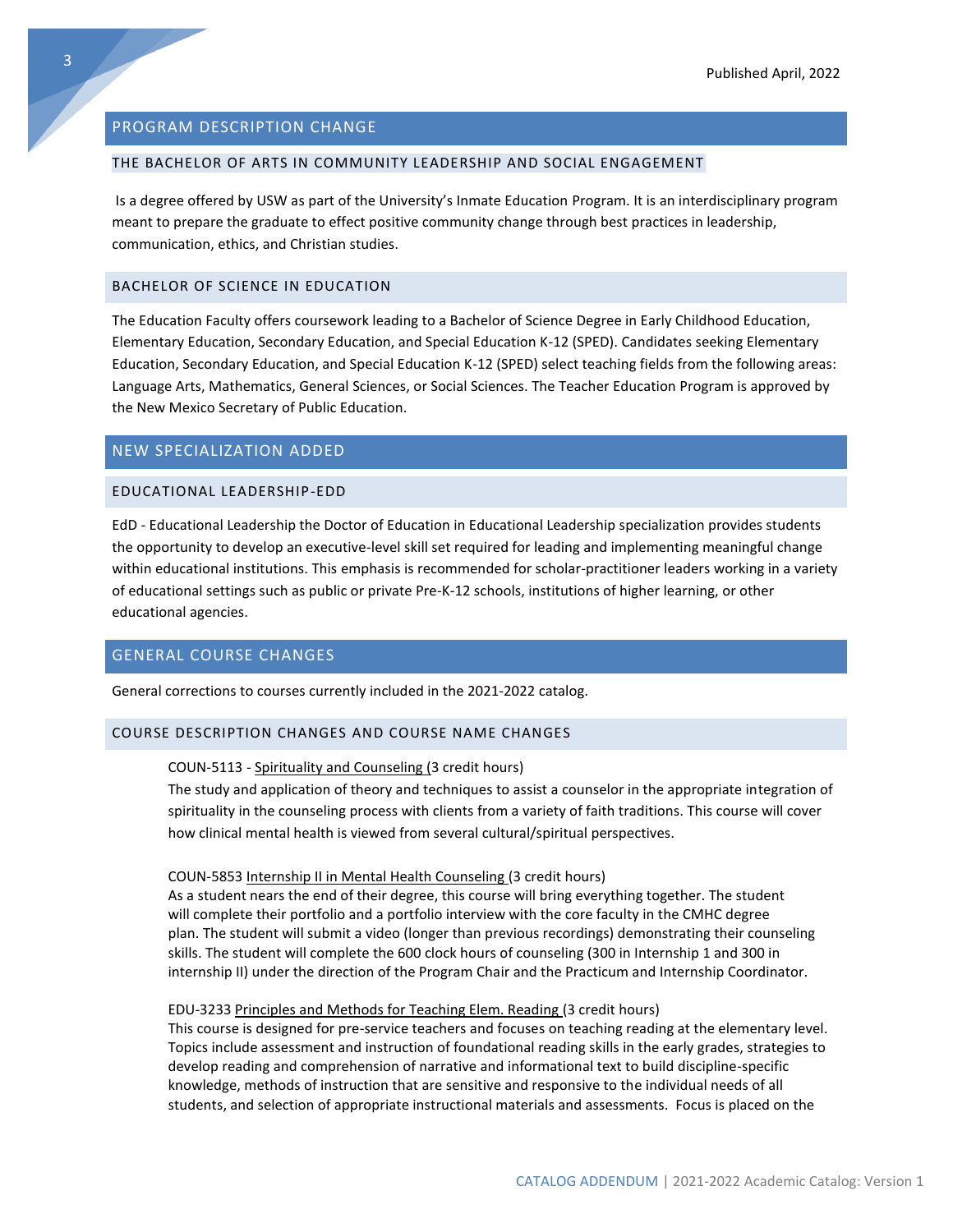## PROGRAM DESCRIPTION CHANGE

### THE BACHELOR OF ARTS IN COMMUNITY LEADERSHIP AND SOCIAL ENGAGEMENT

Is a degree offered by USW as part of the University's Inmate Education Program. It is an interdisciplinary program meant to prepare the graduate to effect positive community change through best practices in leadership, communication, ethics, and Christian studies.

### BACHELOR OF SCIENCE IN EDUCATION

The Education Faculty offers coursework leading to a Bachelor of Science Degree in Early Childhood Education, Elementary Education, Secondary Education, and Special Education K-12 (SPED). Candidates seeking Elementary Education, Secondary Education, and Special Education K-12 (SPED) select teaching fields from the following areas: Language Arts, Mathematics, General Sciences, or Social Sciences. The Teacher Education Program is approved by the New Mexico Secretary of Public Education.

## NEW SPECIALIZATION ADDED

### EDUCATIONAL LEADERSHIP-EDD

EdD - Educational Leadership the Doctor of Education in Educational Leadership specialization provides students the opportunity to develop an executive-level skill set required for leading and implementing meaningful change within educational institutions. This emphasis is recommended for scholar-practitioner leaders working in a variety of educational settings such as public or private Pre-K-12 schools, institutions of higher learning, or other educational agencies.

## GENERAL COURSE CHANGES

General corrections to courses currently included in the 2021-2022 catalog.

### COURSE DESCRIPTION CHANGES AND COURSE NAME CHANGES

COUN-5113 - Spirituality and Counseling (3 credit hours)
The study and application of theory and techniques to assist a counselor in the appropriate integration of spirituality in the counseling process with clients from a variety of faith traditions. This course will cover how clinical mental health is viewed from several cultural/spiritual perspectives.

COUN-5853 Internship II in Mental Health Counseling (3 credit hours)
As a student nears the end of their degree, this course will bring everything together. The student will complete their portfolio and a portfolio interview with the core faculty in the CMHC degree plan. The student will submit a video (longer than previous recordings) demonstrating their counseling skills. The student will complete the 600 clock hours of counseling (300 in Internship 1 and 300 in internship II) under the direction of the Program Chair and the Practicum and Internship Coordinator.

EDU-3233 Principles and Methods for Teaching Elem. Reading (3 credit hours)
This course is designed for pre-service teachers and focuses on teaching reading at the elementary level. Topics include assessment and instruction of foundational reading skills in the early grades, strategies to develop reading and comprehension of narrative and informational text to build discipline-specific knowledge, methods of instruction that are sensitive and responsive to the individual needs of all students, and selection of appropriate instructional materials and assessments. Focus is placed on the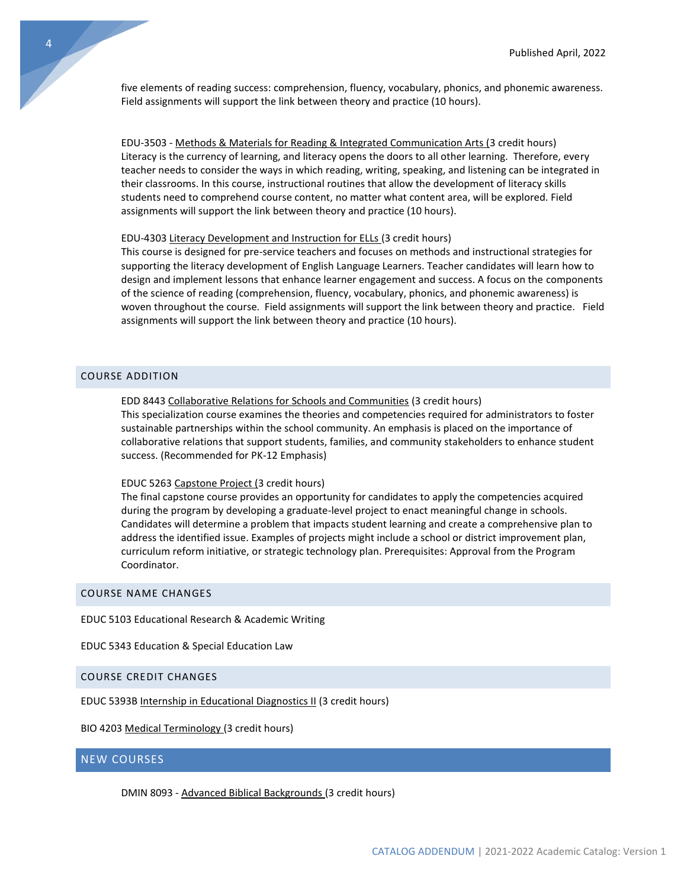five elements of reading success: comprehension, fluency, vocabulary, phonics, and phonemic awareness. Field assignments will support the link between theory and practice (10 hours).

EDU-3503 - Methods & Materials for Reading & Integrated Communication Arts (3 credit hours)
Literacy is the currency of learning, and literacy opens the doors to all other learning. Therefore, every teacher needs to consider the ways in which reading, writing, speaking, and listening can be integrated in their classrooms. In this course, instructional routines that allow the development of literacy skills students need to comprehend course content, no matter what content area, will be explored. Field assignments will support the link between theory and practice (10 hours).

EDU-4303 Literacy Development and Instruction for ELLs (3 credit hours)
This course is designed for pre-service teachers and focuses on methods and instructional strategies for supporting the literacy development of English Language Learners. Teacher candidates will learn how to design and implement lessons that enhance learner engagement and success. A focus on the components of the science of reading (comprehension, fluency, vocabulary, phonics, and phonemic awareness) is woven throughout the course. Field assignments will support the link between theory and practice. Field assignments will support the link between theory and practice (10 hours).

## COURSE ADDITION

EDD 8443 Collaborative Relations for Schools and Communities (3 credit hours)
This specialization course examines the theories and competencies required for administrators to foster sustainable partnerships within the school community. An emphasis is placed on the importance of collaborative relations that support students, families, and community stakeholders to enhance student success. (Recommended for PK-12 Emphasis)

EDUC 5263 Capstone Project (3 credit hours)
The final capstone course provides an opportunity for candidates to apply the competencies acquired during the program by developing a graduate-level project to enact meaningful change in schools. Candidates will determine a problem that impacts student learning and create a comprehensive plan to address the identified issue. Examples of projects might include a school or district improvement plan, curriculum reform initiative, or strategic technology plan. Prerequisites: Approval from the Program Coordinator.

## COURSE NAME CHANGES

EDUC 5103 Educational Research & Academic Writing

EDUC 5343 Education & Special Education Law

## COURSE CREDIT CHANGES

EDUC 5393B Internship in Educational Diagnostics II (3 credit hours)

BIO 4203 Medical Terminology (3 credit hours)

## NEW COURSES

DMIN 8093 - Advanced Biblical Backgrounds (3 credit hours)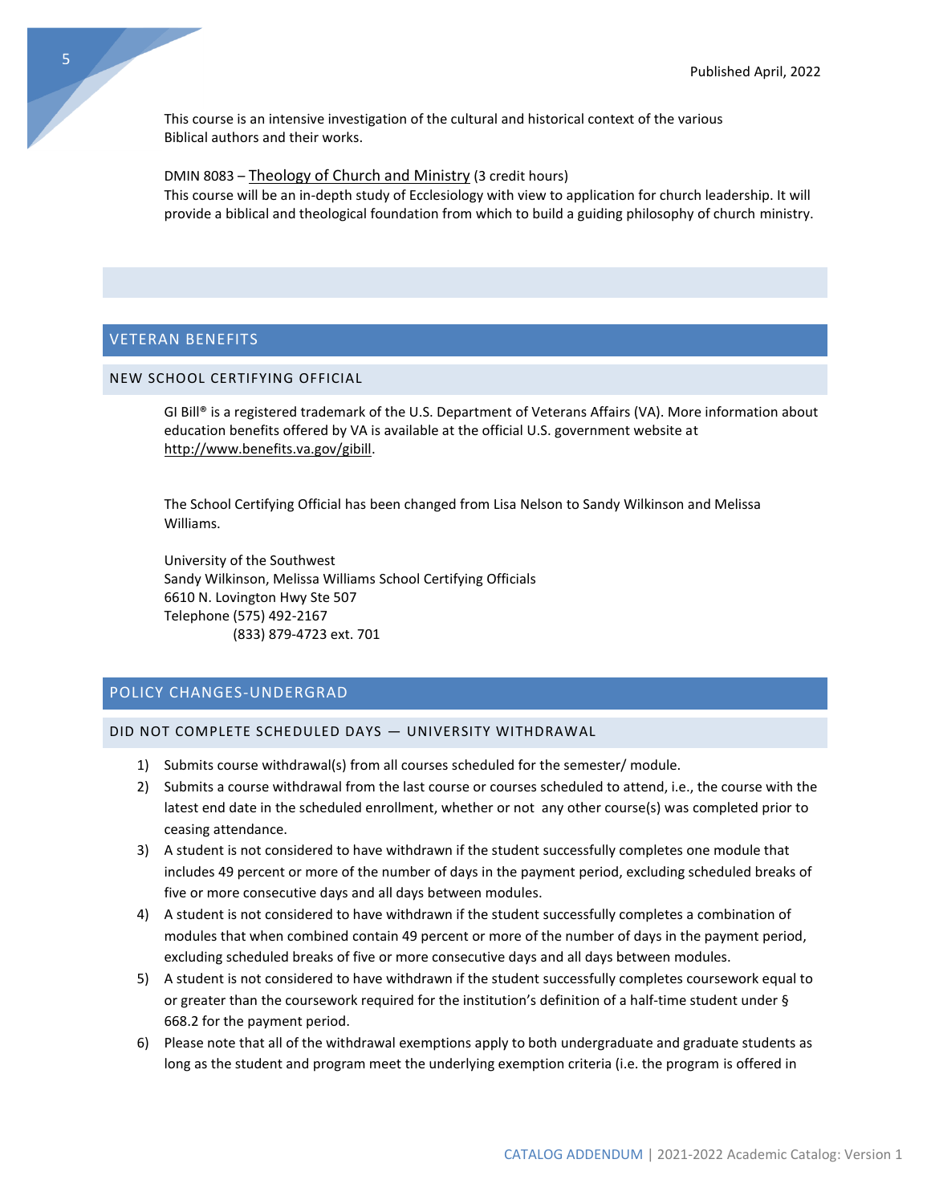This course is an intensive investigation of the cultural and historical context of the various Biblical authors and their works.

DMIN 8083 – Theology of Church and Ministry (3 credit hours)
This course will be an in-depth study of Ecclesiology with view to application for church leadership. It will provide a biblical and theological foundation from which to build a guiding philosophy of church ministry.

## VETERAN BENEFITS

### NEW SCHOOL CERTIFYING OFFICIAL

GI Bill® is a registered trademark of the U.S. Department of Veterans Affairs (VA). More information about education benefits offered by VA is available at the official U.S. government website at http://www.benefits.va.gov/gibill.

The School Certifying Official has been changed from Lisa Nelson to Sandy Wilkinson and Melissa Williams.

University of the Southwest
Sandy Wilkinson, Melissa Williams School Certifying Officials
6610 N. Lovington Hwy Ste 507
Telephone (575) 492-2167
(833) 879-4723 ext. 701

## POLICY CHANGES-UNDERGRAD

### DID NOT COMPLETE SCHEDULED DAYS — UNIVERSITY WITHDRAWAL

1) Submits course withdrawal(s) from all courses scheduled for the semester/ module.
2) Submits a course withdrawal from the last course or courses scheduled to attend, i.e., the course with the latest end date in the scheduled enrollment, whether or not any other course(s) was completed prior to ceasing attendance.
3) A student is not considered to have withdrawn if the student successfully completes one module that includes 49 percent or more of the number of days in the payment period, excluding scheduled breaks of five or more consecutive days and all days between modules.
4) A student is not considered to have withdrawn if the student successfully completes a combination of modules that when combined contain 49 percent or more of the number of days in the payment period, excluding scheduled breaks of five or more consecutive days and all days between modules.
5) A student is not considered to have withdrawn if the student successfully completes coursework equal to or greater than the coursework required for the institution's definition of a half-time student under § 668.2 for the payment period.
6) Please note that all of the withdrawal exemptions apply to both undergraduate and graduate students as long as the student and program meet the underlying exemption criteria (i.e. the program is offered in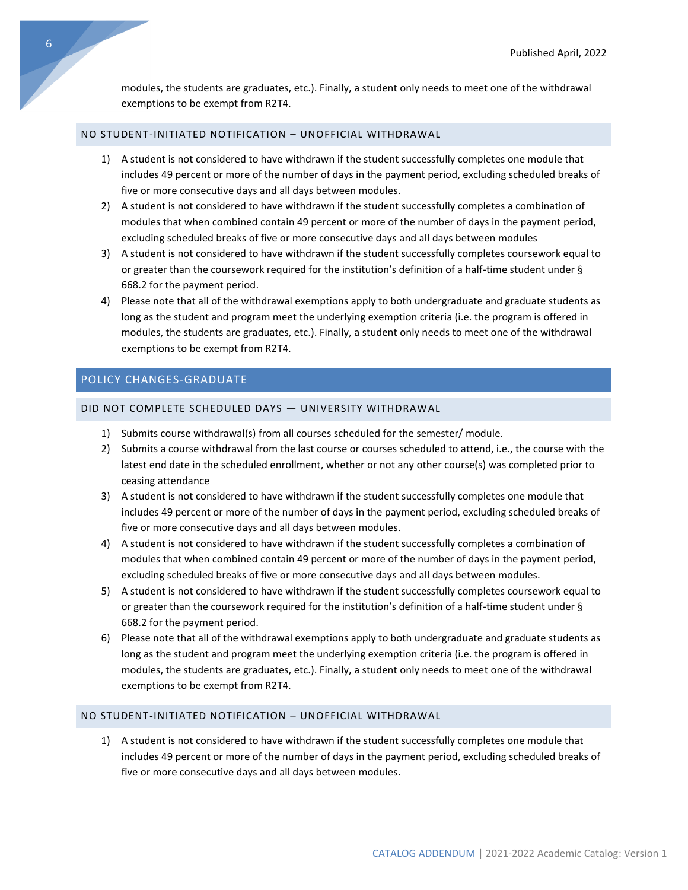modules, the students are graduates, etc.). Finally, a student only needs to meet one of the withdrawal exemptions to be exempt from R2T4.

### NO STUDENT-INITIATED NOTIFICATION – UNOFFICIAL WITHDRAWAL

1) A student is not considered to have withdrawn if the student successfully completes one module that includes 49 percent or more of the number of days in the payment period, excluding scheduled breaks of five or more consecutive days and all days between modules.
2) A student is not considered to have withdrawn if the student successfully completes a combination of modules that when combined contain 49 percent or more of the number of days in the payment period, excluding scheduled breaks of five or more consecutive days and all days between modules
3) A student is not considered to have withdrawn if the student successfully completes coursework equal to or greater than the coursework required for the institution's definition of a half-time student under § 668.2 for the payment period.
4) Please note that all of the withdrawal exemptions apply to both undergraduate and graduate students as long as the student and program meet the underlying exemption criteria (i.e. the program is offered in modules, the students are graduates, etc.). Finally, a student only needs to meet one of the withdrawal exemptions to be exempt from R2T4.

## POLICY CHANGES-GRADUATE

### DID NOT COMPLETE SCHEDULED DAYS — UNIVERSITY WITHDRAWAL

1) Submits course withdrawal(s) from all courses scheduled for the semester/ module.
2) Submits a course withdrawal from the last course or courses scheduled to attend, i.e., the course with the latest end date in the scheduled enrollment, whether or not any other course(s) was completed prior to ceasing attendance
3) A student is not considered to have withdrawn if the student successfully completes one module that includes 49 percent or more of the number of days in the payment period, excluding scheduled breaks of five or more consecutive days and all days between modules.
4) A student is not considered to have withdrawn if the student successfully completes a combination of modules that when combined contain 49 percent or more of the number of days in the payment period, excluding scheduled breaks of five or more consecutive days and all days between modules.
5) A student is not considered to have withdrawn if the student successfully completes coursework equal to or greater than the coursework required for the institution's definition of a half-time student under § 668.2 for the payment period.
6) Please note that all of the withdrawal exemptions apply to both undergraduate and graduate students as long as the student and program meet the underlying exemption criteria (i.e. the program is offered in modules, the students are graduates, etc.). Finally, a student only needs to meet one of the withdrawal exemptions to be exempt from R2T4.

### NO STUDENT-INITIATED NOTIFICATION – UNOFFICIAL WITHDRAWAL

1) A student is not considered to have withdrawn if the student successfully completes one module that includes 49 percent or more of the number of days in the payment period, excluding scheduled breaks of five or more consecutive days and all days between modules.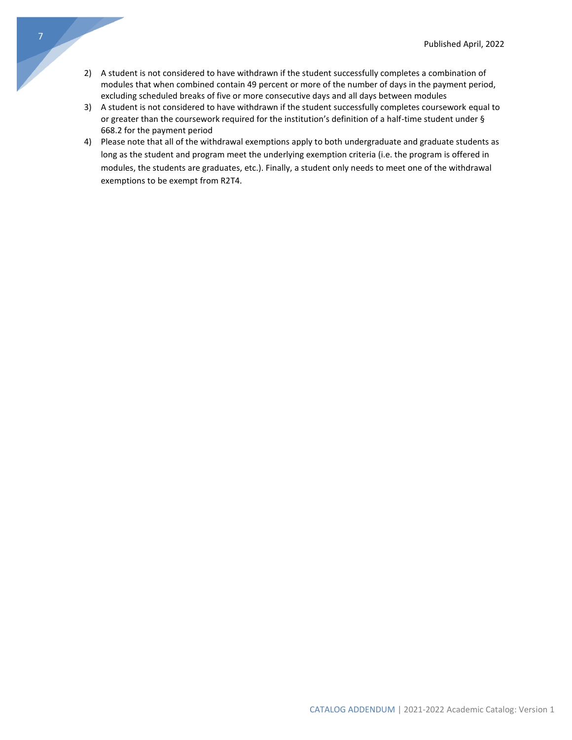2) A student is not considered to have withdrawn if the student successfully completes a combination of modules that when combined contain 49 percent or more of the number of days in the payment period, excluding scheduled breaks of five or more consecutive days and all days between modules
3) A student is not considered to have withdrawn if the student successfully completes coursework equal to or greater than the coursework required for the institution's definition of a half-time student under § 668.2 for the payment period
4) Please note that all of the withdrawal exemptions apply to both undergraduate and graduate students as long as the student and program meet the underlying exemption criteria (i.e. the program is offered in modules, the students are graduates, etc.). Finally, a student only needs to meet one of the withdrawal exemptions to be exempt from R2T4.